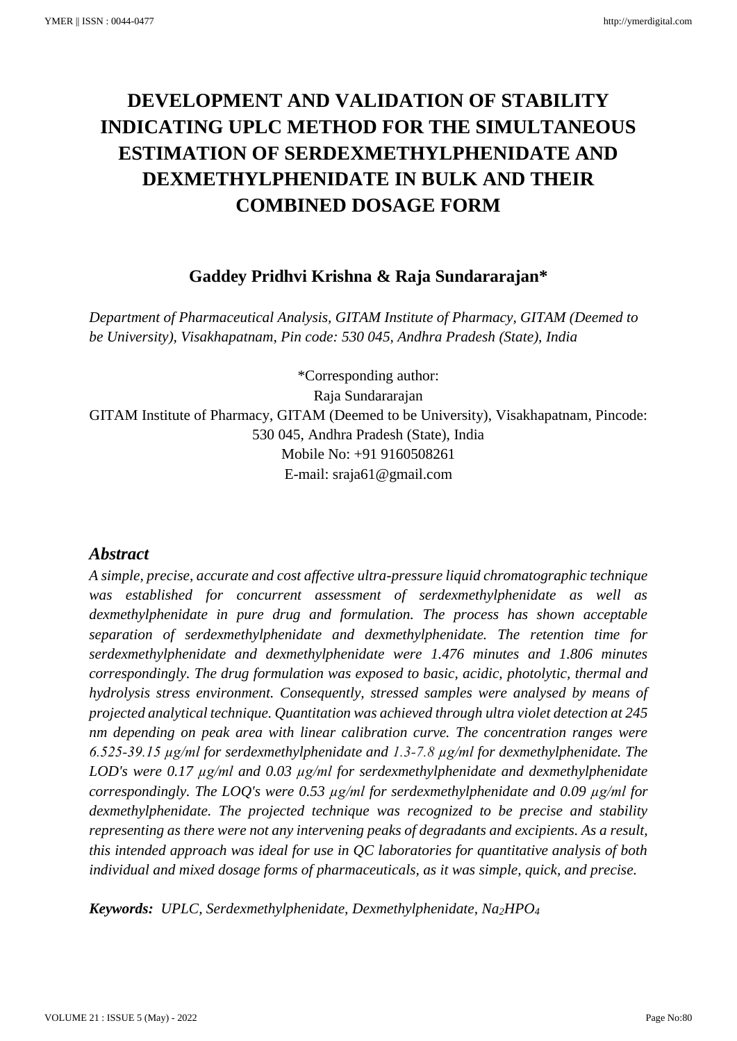# DEVELOPMENT AND VALIDATION OF STABILITY INDICATING UPLC METHOD FOR THE SIMULTANEOUS ESTIMATION OF SERDEXMETHYLPHENIDATE AND DEXMETHYLPHENIDATE IN BULK AND THEIR COMBINED DOSAGE FORM

**Gaddey Pridhvi Krishna & Raja Sundararajan***

*Department of Pharmaceutical Analysis, GITAM Institute of Pharmacy, GITAM (Deemed to be University), Visakhapatnam, Pin code: 530 045, Andhra Pradesh (State), India*

*Corresponding author:
Raja Sundararajan
GITAM Institute of Pharmacy, GITAM (Deemed to be University), Visakhapatnam, Pincode: 530 045, Andhra Pradesh (State), India
Mobile No: +91 9160508261
E-mail: sraja61@gmail.com

## *Abstract*

*A simple, precise, accurate and cost affective ultra-pressure liquid chromatographic technique was established for concurrent assessment of serdexmethylphenidate as well as dexmethylphenidate in pure drug and formulation. The process has shown acceptable separation of serdexmethylphenidate and dexmethylphenidate. The retention time for serdexmethylphenidate and dexmethylphenidate were 1.476 minutes and 1.806 minutes correspondingly. The drug formulation was exposed to basic, acidic, photolytic, thermal and hydrolysis stress environment. Consequently, stressed samples were analysed by means of projected analytical technique. Quantitation was achieved through ultra violet detection at 245 nm depending on peak area with linear calibration curve. The concentration ranges were 6.525-39.15 µg/ml for serdexmethylphenidate and 1.3-7.8 µg/ml for dexmethylphenidate. The LOD's were 0.17 µg/ml and 0.03 µg/ml for serdexmethylphenidate and dexmethylphenidate correspondingly. The LOQ's were 0.53 µg/ml for serdexmethylphenidate and 0.09 µg/ml for dexmethylphenidate. The projected technique was recognized to be precise and stability representing as there were not any intervening peaks of degradants and excipients. As a result, this intended approach was ideal for use in QC laboratories for quantitative analysis of both individual and mixed dosage forms of pharmaceuticals, as it was simple, quick, and precise.*

***Keywords:*** *UPLC, Serdexmethylphenidate, Dexmethylphenidate, $Na_2HPO_4$*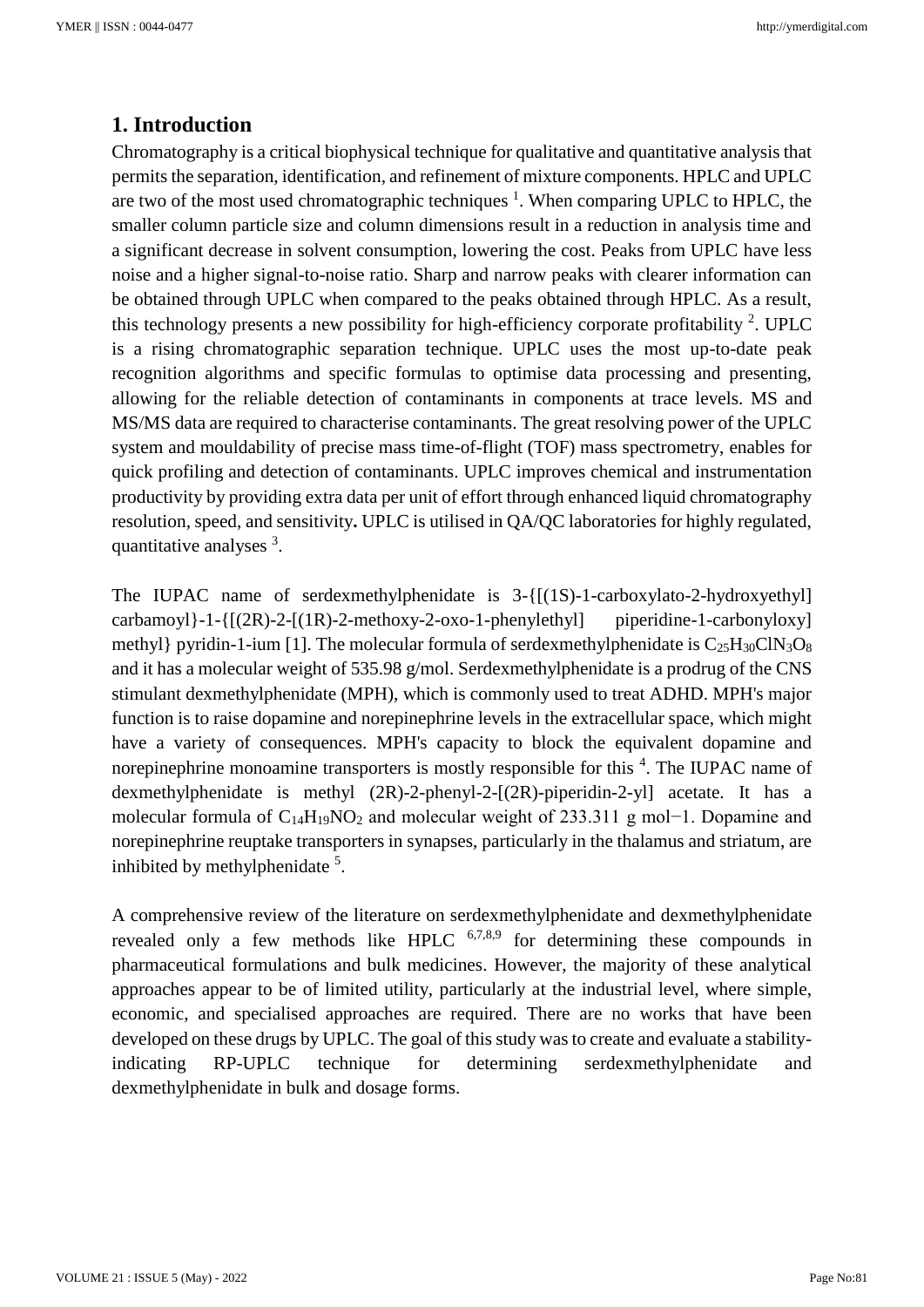## 1. Introduction

Chromatography is a critical biophysical technique for qualitative and quantitative analysis that permits the separation, identification, and refinement of mixture components. HPLC and UPLC are two of the most used chromatographic techniques [1]. When comparing UPLC to HPLC, the smaller column particle size and column dimensions result in a reduction in analysis time and a significant decrease in solvent consumption, lowering the cost. Peaks from UPLC have less noise and a higher signal-to-noise ratio. Sharp and narrow peaks with clearer information can be obtained through UPLC when compared to the peaks obtained through HPLC. As a result, this technology presents a new possibility for high-efficiency corporate profitability [2]. UPLC is a rising chromatographic separation technique. UPLC uses the most up-to-date peak recognition algorithms and specific formulas to optimise data processing and presenting, allowing for the reliable detection of contaminants in components at trace levels. MS and MS/MS data are required to characterise contaminants. The great resolving power of the UPLC system and mouldability of precise mass time-of-flight (TOF) mass spectrometry, enables for quick profiling and detection of contaminants. UPLC improves chemical and instrumentation productivity by providing extra data per unit of effort through enhanced liquid chromatography resolution, speed, and sensitivity**.** UPLC is utilised in QA/QC laboratories for highly regulated, quantitative analyses [3].

The IUPAC name of serdexmethylphenidate is 3-{[(1S)-1-carboxylato-2-hydroxyethyl] carbamoyl}-1-{[(2R)-2-[(1R)-2-methoxy-2-oxo-1-phenylethyl] piperidine-1-carbonyloxy] methyl} pyridin-1-ium [1]. The molecular formula of serdexmethylphenidate is $C_{25}H_{30}ClN_3O_8$ and it has a molecular weight of 535.98 g/mol. Serdexmethylphenidate is a prodrug of the CNS stimulant dexmethylphenidate (MPH), which is commonly used to treat ADHD. MPH's major function is to raise dopamine and norepinephrine levels in the extracellular space, which might have a variety of consequences. MPH's capacity to block the equivalent dopamine and norepinephrine monoamine transporters is mostly responsible for this [4]. The IUPAC name of dexmethylphenidate is methyl (2R)-2-phenyl-2-[(2R)-piperidin-2-yl] acetate. It has a molecular formula of $C_{14}H_{19}NO_2$ and molecular weight of 233.311 g mol−1. Dopamine and norepinephrine reuptake transporters in synapses, particularly in the thalamus and striatum, are inhibited by methylphenidate [5].

A comprehensive review of the literature on serdexmethylphenidate and dexmethylphenidate revealed only a few methods like HPLC [6,7,8,9] for determining these compounds in pharmaceutical formulations and bulk medicines. However, the majority of these analytical approaches appear to be of limited utility, particularly at the industrial level, where simple, economic, and specialised approaches are required. There are no works that have been developed on these drugs by UPLC. The goal of this study was to create and evaluate a stability-indicating RP-UPLC technique for determining serdexmethylphenidate and dexmethylphenidate in bulk and dosage forms.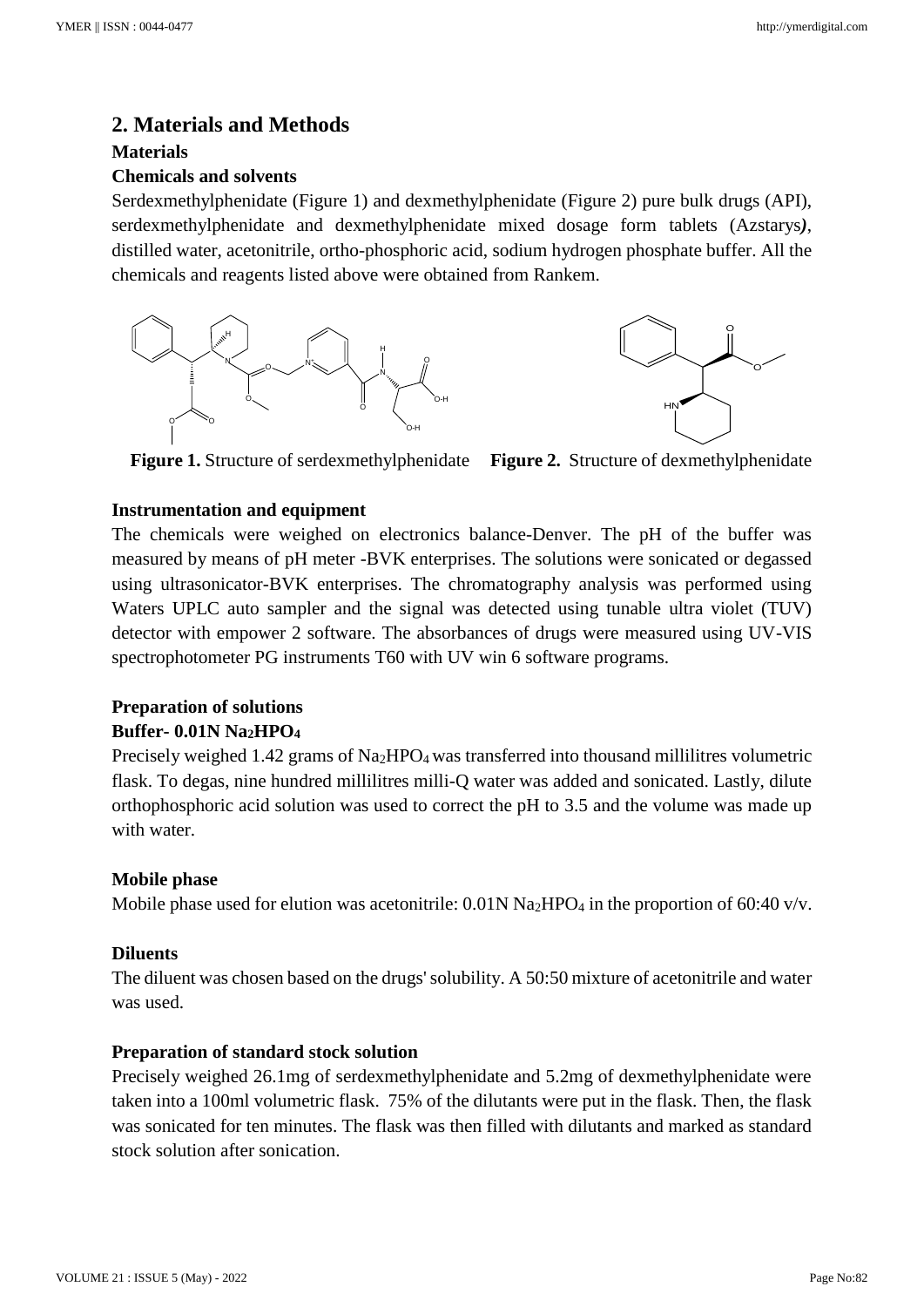## 2. Materials and Methods

### Materials

### Chemicals and solvents

Serdexmethylphenidate (Figure 1) and dexmethylphenidate (Figure 2) pure bulk drugs (API), serdexmethylphenidate and dexmethylphenidate mixed dosage form tablets (Azstarys*)*, distilled water, acetonitrile, ortho-phosphoric acid, sodium hydrogen phosphate buffer. All the chemicals and reagents listed above were obtained from Rankem.

**Figure 1.** Structure of serdexmethylphenidate **Figure 2.** Structure of dexmethylphenidate

### Instrumentation and equipment

The chemicals were weighed on electronics balance-Denver. The pH of the buffer was measured by means of pH meter -BVK enterprises. The solutions were sonicated or degassed using ultrasonicator-BVK enterprises. The chromatography analysis was performed using Waters UPLC auto sampler and the signal was detected using tunable ultra violet (TUV) detector with empower 2 software. The absorbances of drugs were measured using UV-VIS spectrophotometer PG instruments T60 with UV win 6 software programs.

### Preparation of solutions

### Buffer- 0.01N $Na_2HPO_4$

Precisely weighed 1.42 grams of $Na_2HPO_4$ was transferred into thousand millilitres volumetric flask. To degas, nine hundred millilitres milli-Q water was added and sonicated. Lastly, dilute orthophosphoric acid solution was used to correct the pH to 3.5 and the volume was made up with water.

### Mobile phase

Mobile phase used for elution was acetonitrile: 0.01N $Na_2HPO_4$ in the proportion of 60:40 v/v.

### Diluents

The diluent was chosen based on the drugs' solubility. A 50:50 mixture of acetonitrile and water was used.

### Preparation of standard stock solution

Precisely weighed 26.1mg of serdexmethylphenidate and 5.2mg of dexmethylphenidate were taken into a 100ml volumetric flask. 75% of the dilutants were put in the flask. Then, the flask was sonicated for ten minutes. The flask was then filled with dilutants and marked as standard stock solution after sonication.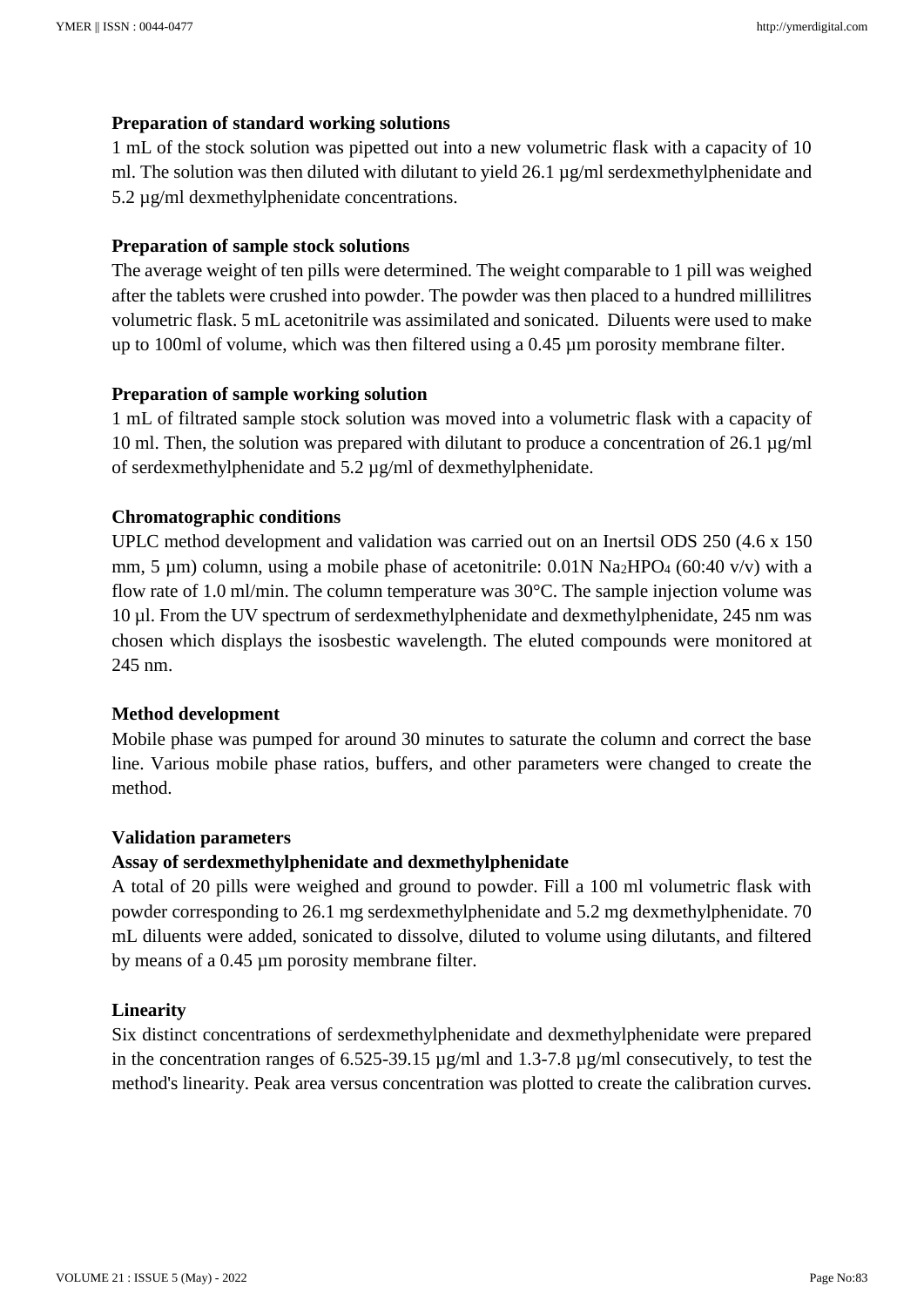**Preparation of standard working solutions**

1 mL of the stock solution was pipetted out into a new volumetric flask with a capacity of 10 ml. The solution was then diluted with dilutant to yield 26.1 µg/ml serdexmethylphenidate and 5.2 µg/ml dexmethylphenidate concentrations.

**Preparation of sample stock solutions**

The average weight of ten pills were determined. The weight comparable to 1 pill was weighed after the tablets were crushed into powder. The powder was then placed to a hundred millilitres volumetric flask. 5 mL acetonitrile was assimilated and sonicated. Diluents were used to make up to 100ml of volume, which was then filtered using a 0.45 µm porosity membrane filter.

**Preparation of sample working solution**

1 mL of filtrated sample stock solution was moved into a volumetric flask with a capacity of 10 ml. Then, the solution was prepared with dilutant to produce a concentration of 26.1 µg/ml of serdexmethylphenidate and 5.2 µg/ml of dexmethylphenidate.

**Chromatographic conditions**

UPLC method development and validation was carried out on an Inertsil ODS 250 (4.6 x 150 mm, 5 µm) column, using a mobile phase of acetonitrile: 0.01N $Na_2HPO_4$ (60:40 v/v) with a flow rate of 1.0 ml/min. The column temperature was 30°C. The sample injection volume was 10 µl. From the UV spectrum of serdexmethylphenidate and dexmethylphenidate, 245 nm was chosen which displays the isosbestic wavelength. The eluted compounds were monitored at 245 nm.

**Method development**

Mobile phase was pumped for around 30 minutes to saturate the column and correct the base line. Various mobile phase ratios, buffers, and other parameters were changed to create the method.

**Validation parameters**

**Assay of serdexmethylphenidate and dexmethylphenidate**

A total of 20 pills were weighed and ground to powder. Fill a 100 ml volumetric flask with powder corresponding to 26.1 mg serdexmethylphenidate and 5.2 mg dexmethylphenidate. 70 mL diluents were added, sonicated to dissolve, diluted to volume using dilutants, and filtered by means of a 0.45 µm porosity membrane filter.

**Linearity**

Six distinct concentrations of serdexmethylphenidate and dexmethylphenidate were prepared in the concentration ranges of 6.525-39.15 µg/ml and 1.3-7.8 µg/ml consecutively, to test the method's linearity. Peak area versus concentration was plotted to create the calibration curves.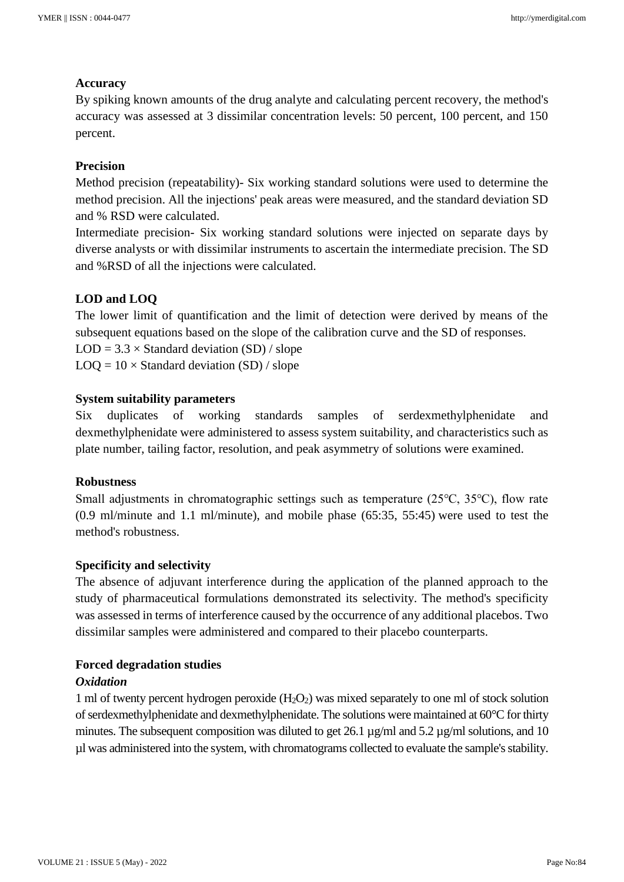**Accuracy**

By spiking known amounts of the drug analyte and calculating percent recovery, the method's accuracy was assessed at 3 dissimilar concentration levels: 50 percent, 100 percent, and 150 percent.

**Precision**

Method precision (repeatability)- Six working standard solutions were used to determine the method precision. All the injections' peak areas were measured, and the standard deviation SD and % RSD were calculated.

Intermediate precision- Six working standard solutions were injected on separate days by diverse analysts or with dissimilar instruments to ascertain the intermediate precision. The SD and %RSD of all the injections were calculated.

**LOD and LOQ**

The lower limit of quantification and the limit of detection were derived by means of the subsequent equations based on the slope of the calibration curve and the SD of responses.

LOD = 3.3 × Standard deviation (SD) / slope

LOQ = 10 × Standard deviation (SD) / slope

**System suitability parameters**

Six duplicates of working standards samples of serdexmethylphenidate and dexmethylphenidate were administered to assess system suitability, and characteristics such as plate number, tailing factor, resolution, and peak asymmetry of solutions were examined.

**Robustness**

Small adjustments in chromatographic settings such as temperature (25°C, 35°C), flow rate (0.9 ml/minute and 1.1 ml/minute), and mobile phase (65:35, 55:45) were used to test the method's robustness.

**Specificity and selectivity**

The absence of adjuvant interference during the application of the planned approach to the study of pharmaceutical formulations demonstrated its selectivity. The method's specificity was assessed in terms of interference caused by the occurrence of any additional placebos. Two dissimilar samples were administered and compared to their placebo counterparts.

**Forced degradation studies**

***Oxidation***

1 ml of twenty percent hydrogen peroxide ($H_2O_2$) was mixed separately to one ml of stock solution of serdexmethylphenidate and dexmethylphenidate. The solutions were maintained at 60°C for thirty minutes. The subsequent composition was diluted to get 26.1 µg/ml and 5.2 µg/ml solutions, and 10 µl was administered into the system, with chromatograms collected to evaluate the sample's stability.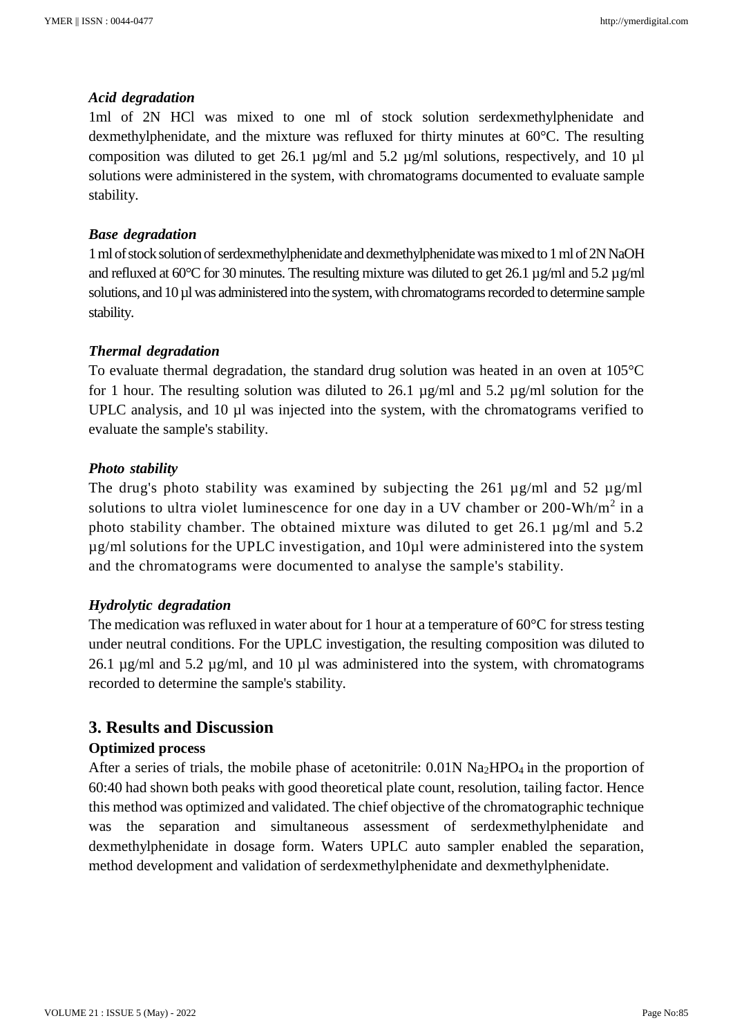### *Acid degradation*

1ml of 2N HCl was mixed to one ml of stock solution serdexmethylphenidate and dexmethylphenidate, and the mixture was refluxed for thirty minutes at 60°C. The resulting composition was diluted to get 26.1 µg/ml and 5.2 µg/ml solutions, respectively, and 10 µl solutions were administered in the system, with chromatograms documented to evaluate sample stability.

### *Base degradation*

1 ml of stock solution of serdexmethylphenidate and dexmethylphenidate was mixed to 1 ml of 2N NaOH and refluxed at 60°C for 30 minutes. The resulting mixture was diluted to get 26.1 µg/ml and 5.2 µg/ml solutions, and 10 µl was administered into the system, with chromatograms recorded to determine sample stability.

### *Thermal degradation*

To evaluate thermal degradation, the standard drug solution was heated in an oven at 105°C for 1 hour. The resulting solution was diluted to 26.1 µg/ml and 5.2 µg/ml solution for the UPLC analysis, and 10 µl was injected into the system, with the chromatograms verified to evaluate the sample's stability.

### *Photo stability*

The drug's photo stability was examined by subjecting the 261 µg/ml and 52 µg/ml solutions to ultra violet luminescence for one day in a UV chamber or 200-Wh/$m^2$ in a photo stability chamber. The obtained mixture was diluted to get 26.1 µg/ml and 5.2 µg/ml solutions for the UPLC investigation, and 10µl were administered into the system and the chromatograms were documented to analyse the sample's stability.

### *Hydrolytic degradation*

The medication was refluxed in water about for 1 hour at a temperature of 60°C for stress testing under neutral conditions. For the UPLC investigation, the resulting composition was diluted to 26.1 µg/ml and 5.2 µg/ml, and 10 µl was administered into the system, with chromatograms recorded to determine the sample's stability.

## 3. Results and Discussion

### Optimized process

After a series of trials, the mobile phase of acetonitrile: 0.01N $Na_2HPO_4$ in the proportion of 60:40 had shown both peaks with good theoretical plate count, resolution, tailing factor. Hence this method was optimized and validated. The chief objective of the chromatographic technique was the separation and simultaneous assessment of serdexmethylphenidate and dexmethylphenidate in dosage form. Waters UPLC auto sampler enabled the separation, method development and validation of serdexmethylphenidate and dexmethylphenidate.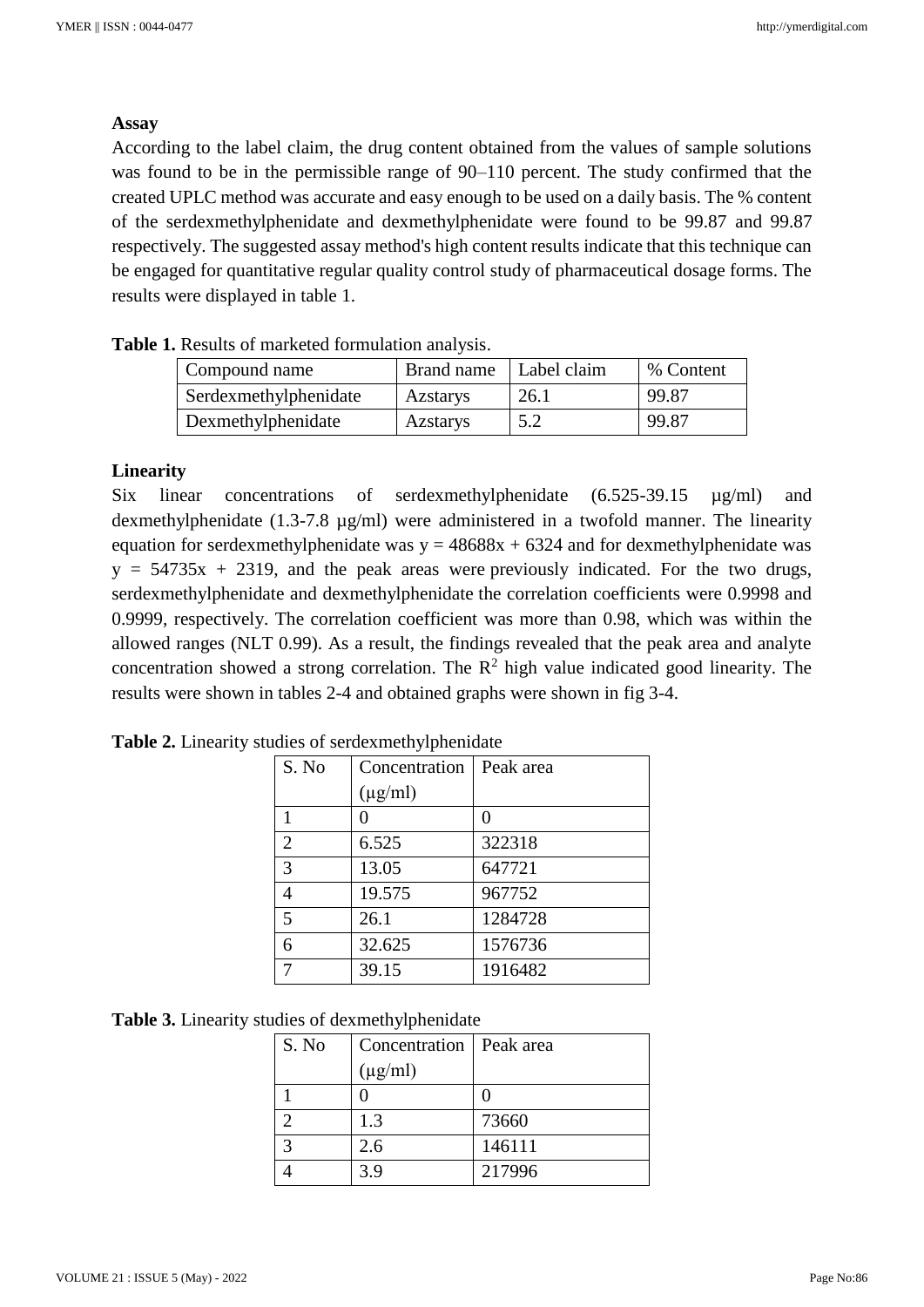**Assay**

According to the label claim, the drug content obtained from the values of sample solutions was found to be in the permissible range of 90–110 percent. The study confirmed that the created UPLC method was accurate and easy enough to be used on a daily basis. The % content of the serdexmethylphenidate and dexmethylphenidate were found to be 99.87 and 99.87 respectively. The suggested assay method's high content results indicate that this technique can be engaged for quantitative regular quality control study of pharmaceutical dosage forms. The results were displayed in table 1.

**Table 1.** Results of marketed formulation analysis.

| Compound name | Brand name | Label claim | % Content |
|---|---|---|---|
| Serdexmethylphenidate | Azstarys | 26.1 | 99.87 |
| Dexmethylphenidate | Azstarys | 5.2 | 99.87 |

**Linearity**

Six linear concentrations of serdexmethylphenidate (6.525-39.15 µg/ml) and dexmethylphenidate (1.3-7.8 µg/ml) were administered in a twofold manner. The linearity equation for serdexmethylphenidate was $y = 48688x + 6324$ and for dexmethylphenidate was $y = 54735x + 2319$, and the peak areas were previously indicated. For the two drugs, serdexmethylphenidate and dexmethylphenidate the correlation coefficients were 0.9998 and 0.9999, respectively. The correlation coefficient was more than 0.98, which was within the allowed ranges (NLT 0.99). As a result, the findings revealed that the peak area and analyte concentration showed a strong correlation. The $R^2$ high value indicated good linearity. The results were shown in tables 2-4 and obtained graphs were shown in fig 3-4.

**Table 2.** Linearity studies of serdexmethylphenidate

| S. No | Concentration (µg/ml) | Peak area |
|---|---|---|
| 1 | 0 | 0 |
| 2 | 6.525 | 322318 |
| 3 | 13.05 | 647721 |
| 4 | 19.575 | 967752 |
| 5 | 26.1 | 1284728 |
| 6 | 32.625 | 1576736 |
| 7 | 39.15 | 1916482 |

**Table 3.** Linearity studies of dexmethylphenidate

| S. No | Concentration (µg/ml) | Peak area |
|---|---|---|
| 1 | 0 | 0 |
| 2 | 1.3 | 73660 |
| 3 | 2.6 | 146111 |
| 4 | 3.9 | 217996 |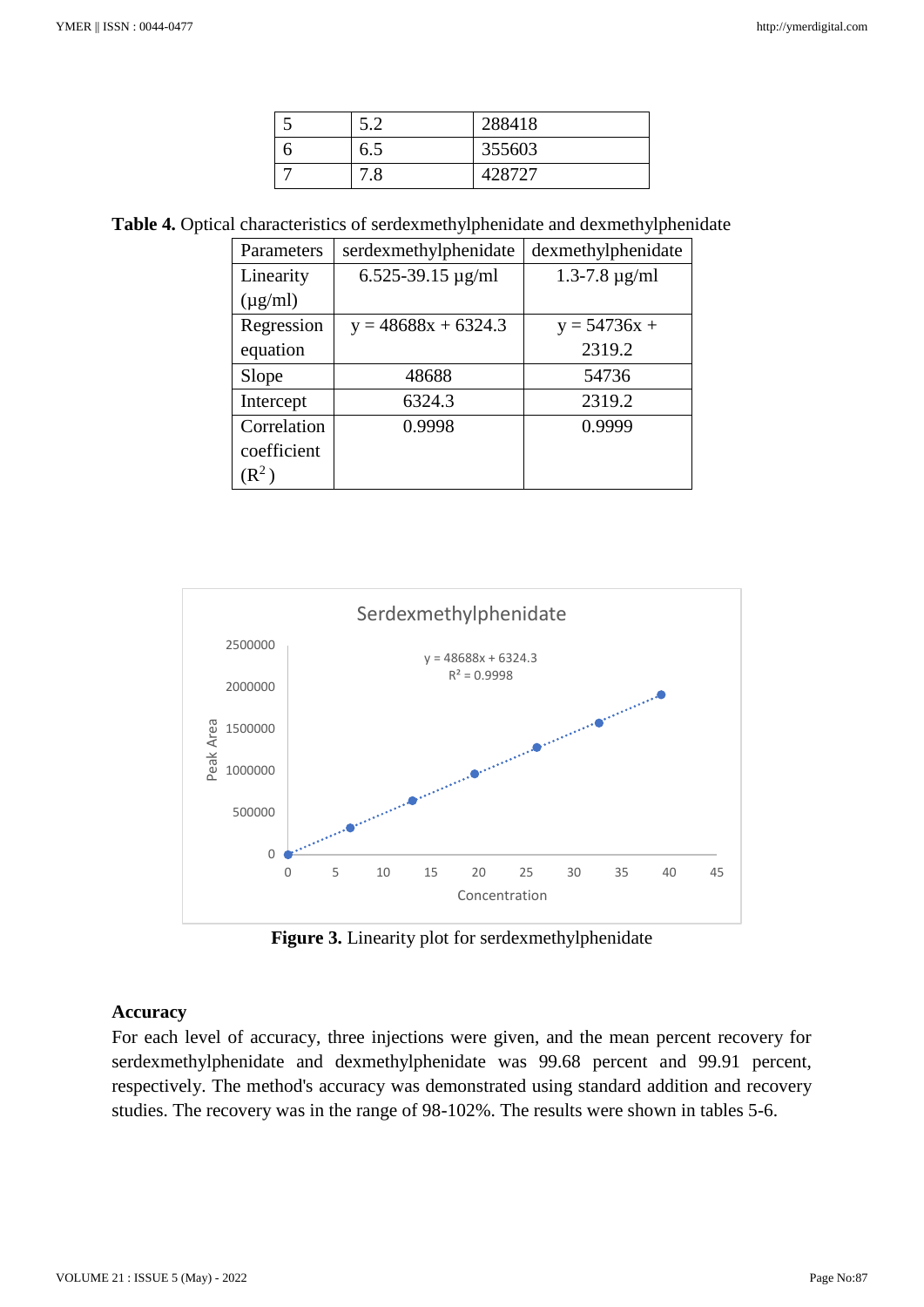| 5 | 5.2 | 288418 |
|---|---|---|
| 6 | 6.5 | 355603 |
| 7 | 7.8 | 428727 |

**Table 4.** Optical characteristics of serdexmethylphenidate and dexmethylphenidate

| Parameters | serdexmethylphenidate | dexmethylphenidate |
|---|---|---|
| Linearity (µg/ml) | 6.525-39.15 µg/ml | 1.3-7.8 µg/ml |
| Regression equation | y = 48688x + 6324.3 | y = 54736x + 2319.2 |
| Slope | 48688 | 54736 |
| Intercept | 6324.3 | 2319.2 |
| Correlation coefficient ($R^2$) | 0.9998 | 0.9999 |

**Figure 3.** Linearity plot for serdexmethylphenidate

### Accuracy

For each level of accuracy, three injections were given, and the mean percent recovery for serdexmethylphenidate and dexmethylphenidate was 99.68 percent and 99.91 percent, respectively. The method's accuracy was demonstrated using standard addition and recovery studies. The recovery was in the range of 98-102%. The results were shown in tables 5-6.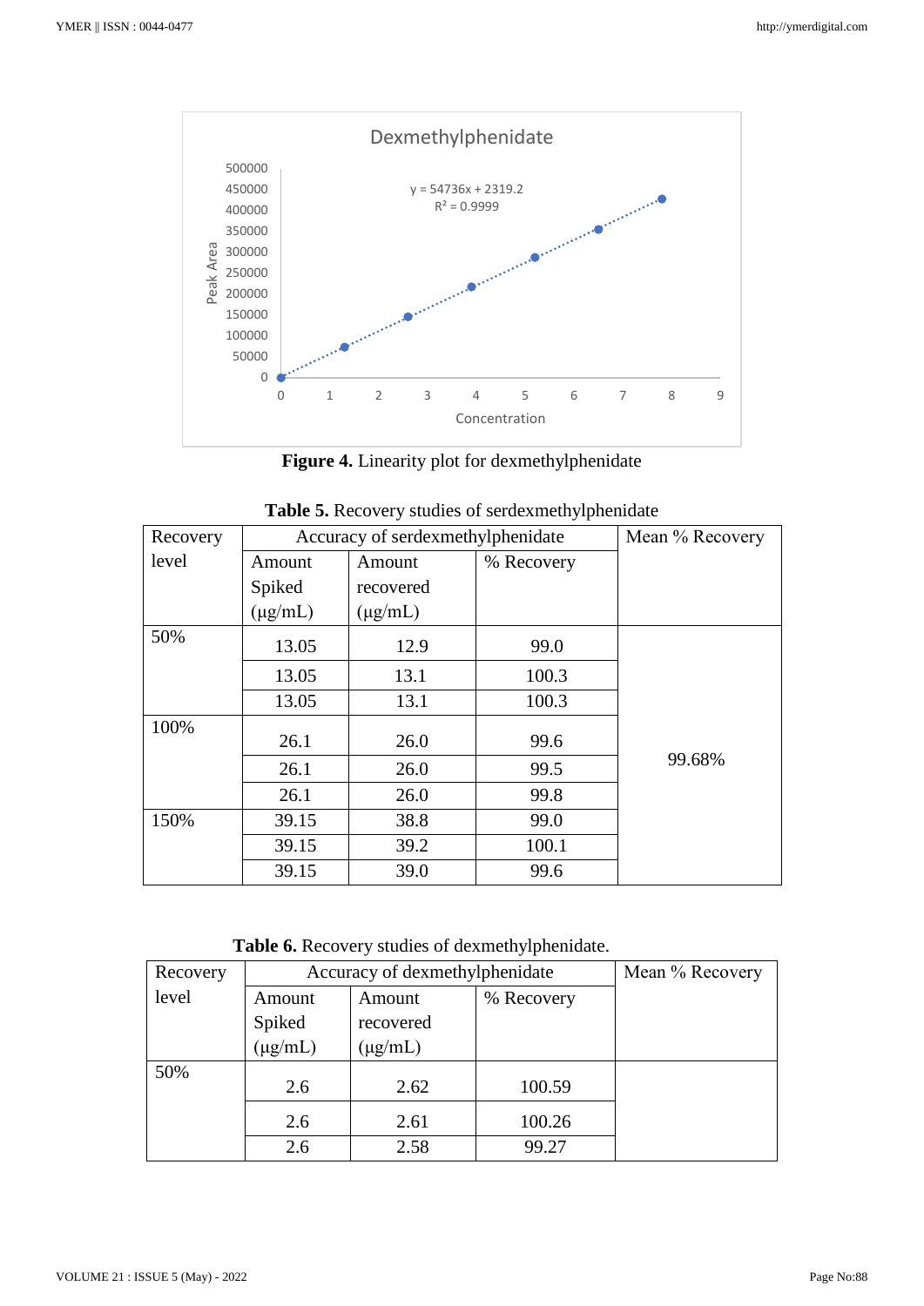**Figure 4.** Linearity plot for dexmethylphenidate

**Table 5.** Recovery studies of serdexmethylphenidate

| Recovery level | Accuracy of serdexmethylphenidate | | | Mean % Recovery |
|---|---|---|---|---|
| | Amount Spiked (µg/mL) | Amount recovered (µg/mL) | % Recovery | |
| 50% | 13.05 | 12.9 | 99.0 | 99.68% |
| | 13.05 | 13.1 | 100.3 | |
| | 13.05 | 13.1 | 100.3 | |
| 100% | 26.1 | 26.0 | 99.6 | |
| | 26.1 | 26.0 | 99.5 | |
| | 26.1 | 26.0 | 99.8 | |
| 150% | 39.15 | 38.8 | 99.0 | |
| | 39.15 | 39.2 | 100.1 | |
| | 39.15 | 39.0 | 99.6 | |

**Table 6.** Recovery studies of dexmethylphenidate.

| Recovery level | Accuracy of dexmethylphenidate | | | Mean % Recovery |
|---|---|---|---|---|
| | Amount Spiked (µg/mL) | Amount recovered (µg/mL) | % Recovery | |
| 50% | 2.6 | 2.62 | 100.59 | |
| | 2.6 | 2.61 | 100.26 | |
| | 2.6 | 2.58 | 99.27 | |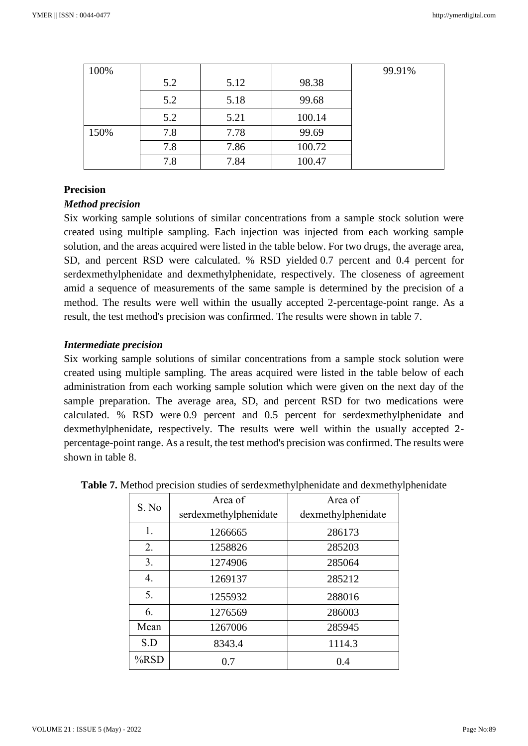| 100% | 5.2 | 5.12 | 98.38 | 99.91% |
|---|---|---|---|---|
| | 5.2 | 5.18 | 99.68 | |
| | 5.2 | 5.21 | 100.14 | |
| 150% | 7.8 | 7.78 | 99.69 | |
| | 7.8 | 7.86 | 100.72 | |
| | 7.8 | 7.84 | 100.47 | |

**Precision**

***Method precision***

Six working sample solutions of similar concentrations from a sample stock solution were created using multiple sampling. Each injection was injected from each working sample solution, and the areas acquired were listed in the table below. For two drugs, the average area, SD, and percent RSD were calculated. % RSD yielded 0.7 percent and 0.4 percent for serdexmethylphenidate and dexmethylphenidate, respectively. The closeness of agreement amid a sequence of measurements of the same sample is determined by the precision of a method. The results were well within the usually accepted 2-percentage-point range. As a result, the test method's precision was confirmed. The results were shown in table 7.

***Intermediate precision***

Six working sample solutions of similar concentrations from a sample stock solution were created using multiple sampling. The areas acquired were listed in the table below of each administration from each working sample solution which were given on the next day of the sample preparation. The average area, SD, and percent RSD for two medications were calculated. % RSD were 0.9 percent and 0.5 percent for serdexmethylphenidate and dexmethylphenidate, respectively. The results were well within the usually accepted 2-percentage-point range. As a result, the test method's precision was confirmed. The results were shown in table 8.

**Table 7.** Method precision studies of serdexmethylphenidate and dexmethylphenidate

| S. No | Area of serdexmethylphenidate | Area of dexmethylphenidate |
|---|---|---|
| 1. | 1266665 | 286173 |
| 2. | 1258826 | 285203 |
| 3. | 1274906 | 285064 |
| 4. | 1269137 | 285212 |
| 5. | 1255932 | 288016 |
| 6. | 1276569 | 286003 |
| Mean | 1267006 | 285945 |
| S.D | 8343.4 | 1114.3 |
| %RSD | 0.7 | 0.4 |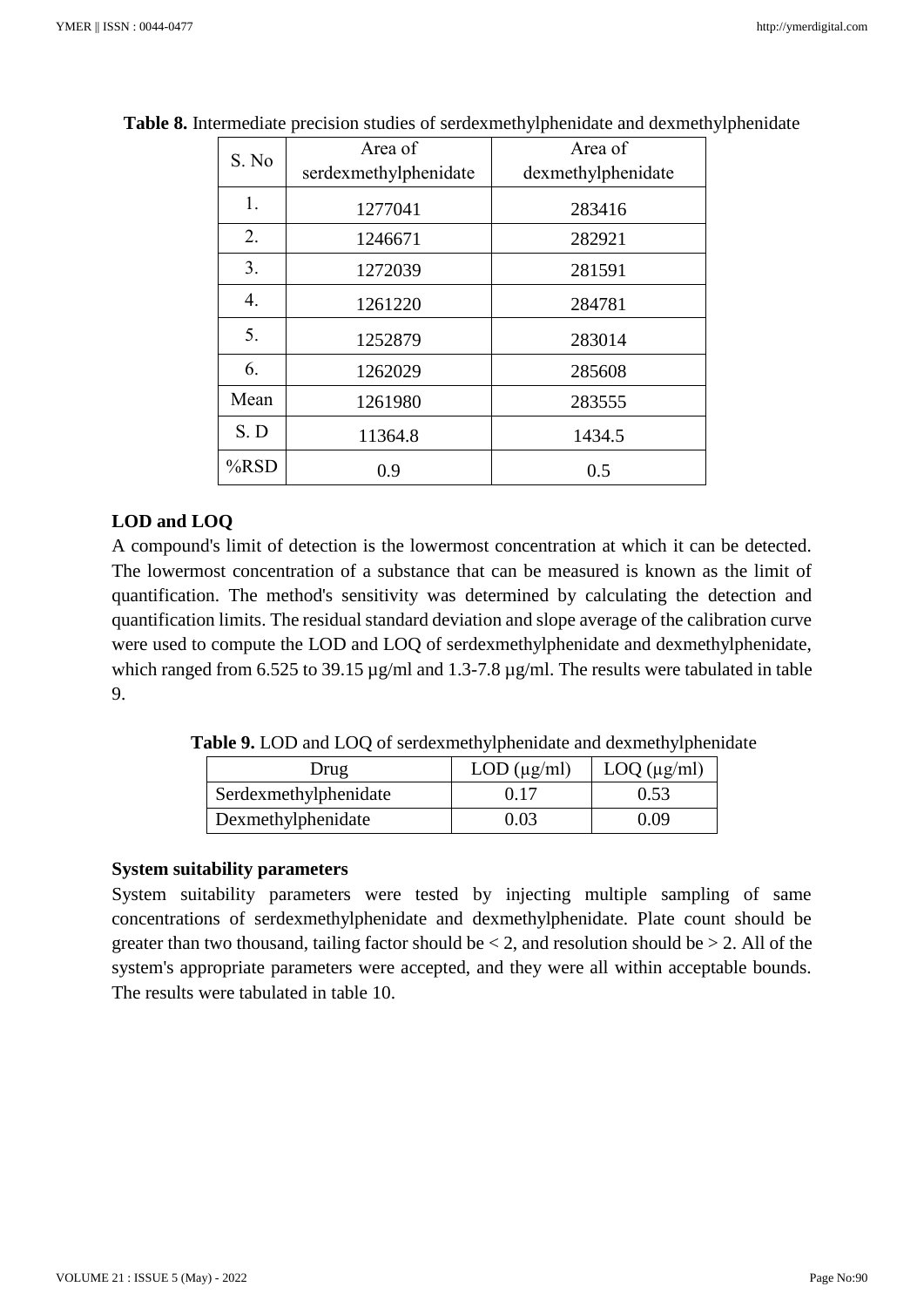**Table 8.** Intermediate precision studies of serdexmethylphenidate and dexmethylphenidate

| S. No | Area of serdexmethylphenidate | Area of dexmethylphenidate |
|---|---|---|
| 1. | 1277041 | 283416 |
| 2. | 1246671 | 282921 |
| 3. | 1272039 | 281591 |
| 4. | 1261220 | 284781 |
| 5. | 1252879 | 283014 |
| 6. | 1262029 | 285608 |
| Mean | 1261980 | 283555 |
| S. D | 11364.8 | 1434.5 |
| %RSD | 0.9 | 0.5 |

### LOD and LOQ

A compound's limit of detection is the lowermost concentration at which it can be detected. The lowermost concentration of a substance that can be measured is known as the limit of quantification. The method's sensitivity was determined by calculating the detection and quantification limits. The residual standard deviation and slope average of the calibration curve were used to compute the LOD and LOQ of serdexmethylphenidate and dexmethylphenidate, which ranged from 6.525 to 39.15 µg/ml and 1.3-7.8 µg/ml. The results were tabulated in table 9.

**Table 9.** LOD and LOQ of serdexmethylphenidate and dexmethylphenidate

| Drug | LOD (µg/ml) | LOQ (µg/ml) |
|---|---|---|
| Serdexmethylphenidate | 0.17 | 0.53 |
| Dexmethylphenidate | 0.03 | 0.09 |

### System suitability parameters

System suitability parameters were tested by injecting multiple sampling of same concentrations of serdexmethylphenidate and dexmethylphenidate. Plate count should be greater than two thousand, tailing factor should be < 2, and resolution should be > 2. All of the system's appropriate parameters were accepted, and they were all within acceptable bounds. The results were tabulated in table 10.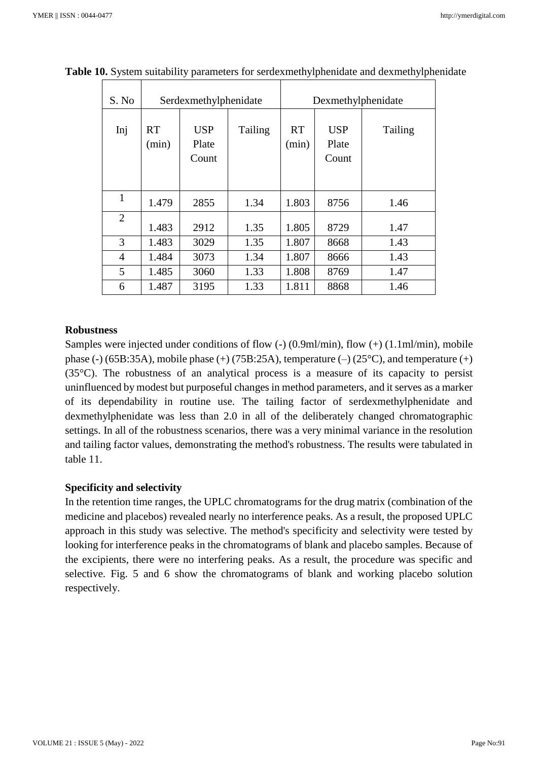**Table 10.** System suitability parameters for serdexmethylphenidate and dexmethylphenidate

| S. No | Serdexmethylphenidate | | | Dexmethylphenidate | | |
|---|---|---|---|---|---|---|
| Inj | RT (min) | USP Plate Count | Tailing | RT (min) | USP Plate Count | Tailing |
| 1 | 1.479 | 2855 | 1.34 | 1.803 | 8756 | 1.46 |
| 2 | 1.483 | 2912 | 1.35 | 1.805 | 8729 | 1.47 |
| 3 | 1.483 | 3029 | 1.35 | 1.807 | 8668 | 1.43 |
| 4 | 1.484 | 3073 | 1.34 | 1.807 | 8666 | 1.43 |
| 5 | 1.485 | 3060 | 1.33 | 1.808 | 8769 | 1.47 |
| 6 | 1.487 | 3195 | 1.33 | 1.811 | 8868 | 1.46 |

**Robustness**

Samples were injected under conditions of flow (-) (0.9ml/min), flow (+) (1.1ml/min), mobile phase (-) (65B:35A), mobile phase (+) (75B:25A), temperature (–) (25°C), and temperature (+) (35°C). The robustness of an analytical process is a measure of its capacity to persist uninfluenced by modest but purposeful changes in method parameters, and it serves as a marker of its dependability in routine use. The tailing factor of serdexmethylphenidate and dexmethylphenidate was less than 2.0 in all of the deliberately changed chromatographic settings. In all of the robustness scenarios, there was a very minimal variance in the resolution and tailing factor values, demonstrating the method's robustness. The results were tabulated in table 11.

**Specificity and selectivity**

In the retention time ranges, the UPLC chromatograms for the drug matrix (combination of the medicine and placebos) revealed nearly no interference peaks. As a result, the proposed UPLC approach in this study was selective. The method's specificity and selectivity were tested by looking for interference peaks in the chromatograms of blank and placebo samples. Because of the excipients, there were no interfering peaks. As a result, the procedure was specific and selective. Fig. 5 and 6 show the chromatograms of blank and working placebo solution respectively.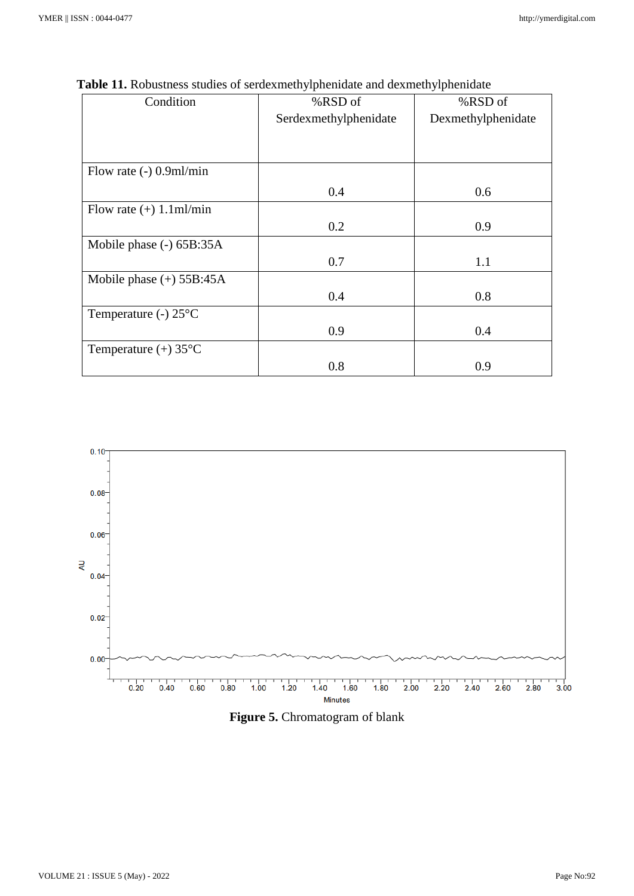**Table 11.** Robustness studies of serdexmethylphenidate and dexmethylphenidate

| Condition | %RSD of Serdexmethylphenidate | %RSD of Dexmethylphenidate |
|---|---|---|
| Flow rate (-) 0.9ml/min | 0.4 | 0.6 |
| Flow rate (+) 1.1ml/min | 0.2 | 0.9 |
| Mobile phase (-) 65B:35A | 0.7 | 1.1 |
| Mobile phase (+) 55B:45A | 0.4 | 0.8 |
| Temperature (-) 25°C | 0.9 | 0.4 |
| Temperature (+) 35°C | 0.8 | 0.9 |

**Figure 5.** Chromatogram of blank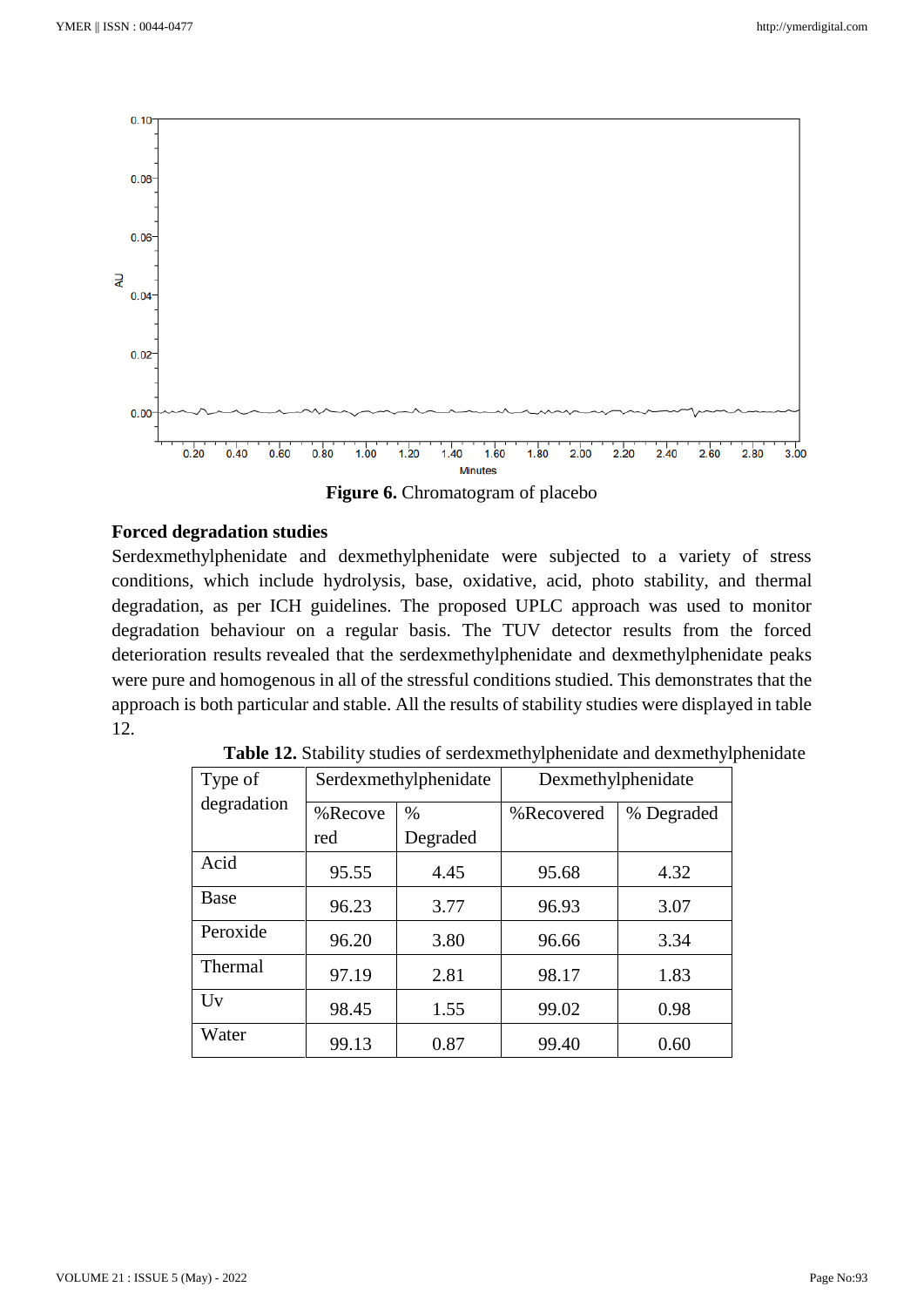Figure 6. Chromatogram of placebo

## Forced degradation studies

Serdexmethylphenidate and dexmethylphenidate were subjected to a variety of stress conditions, which include hydrolysis, base, oxidative, acid, photo stability, and thermal degradation, as per ICH guidelines. The proposed UPLC approach was used to monitor degradation behaviour on a regular basis. The TUV detector results from the forced deterioration results revealed that the serdexmethylphenidate and dexmethylphenidate peaks were pure and homogenous in all of the stressful conditions studied. This demonstrates that the approach is both particular and stable. All the results of stability studies were displayed in table 12.

**Table 12.** Stability studies of serdexmethylphenidate and dexmethylphenidate

| Type of degradation | Serdexmethylphenidate | | Dexmethylphenidate | |
|---|---|---|---|---|
| | %Recovered | % Degraded | %Recovered | % Degraded |
| Acid | 95.55 | 4.45 | 95.68 | 4.32 |
| Base | 96.23 | 3.77 | 96.93 | 3.07 |
| Peroxide | 96.20 | 3.80 | 96.66 | 3.34 |
| Thermal | 97.19 | 2.81 | 98.17 | 1.83 |
| Uv | 98.45 | 1.55 | 99.02 | 0.98 |
| Water | 99.13 | 0.87 | 99.40 | 0.60 |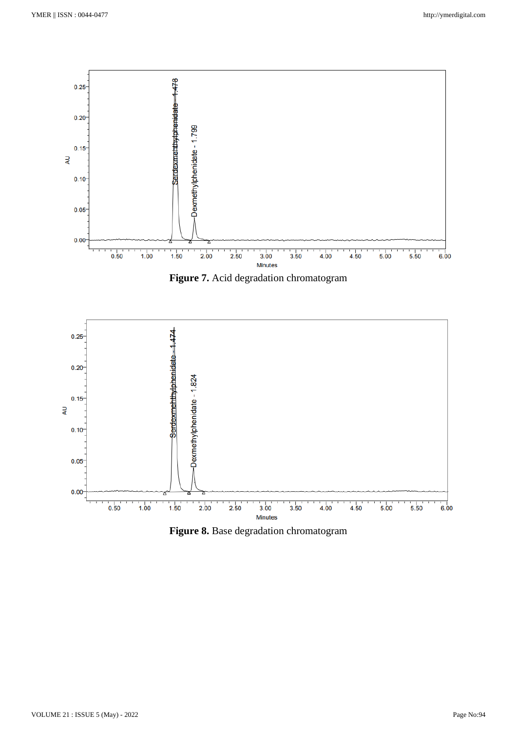**Figure 7.** Acid degradation chromatogram

**Figure 8.** Base degradation chromatogram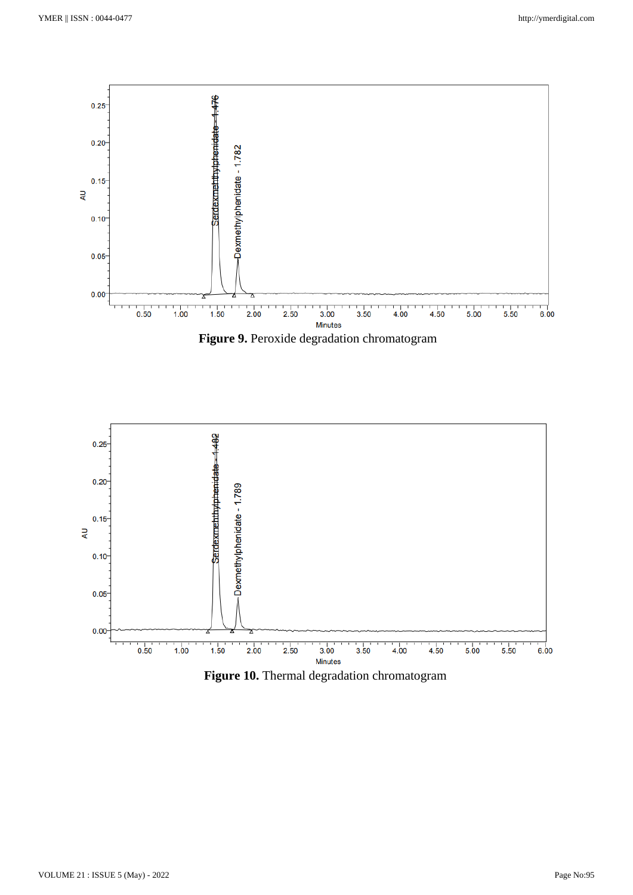**Figure 9.** Peroxide degradation chromatogram

**Figure 10.** Thermal degradation chromatogram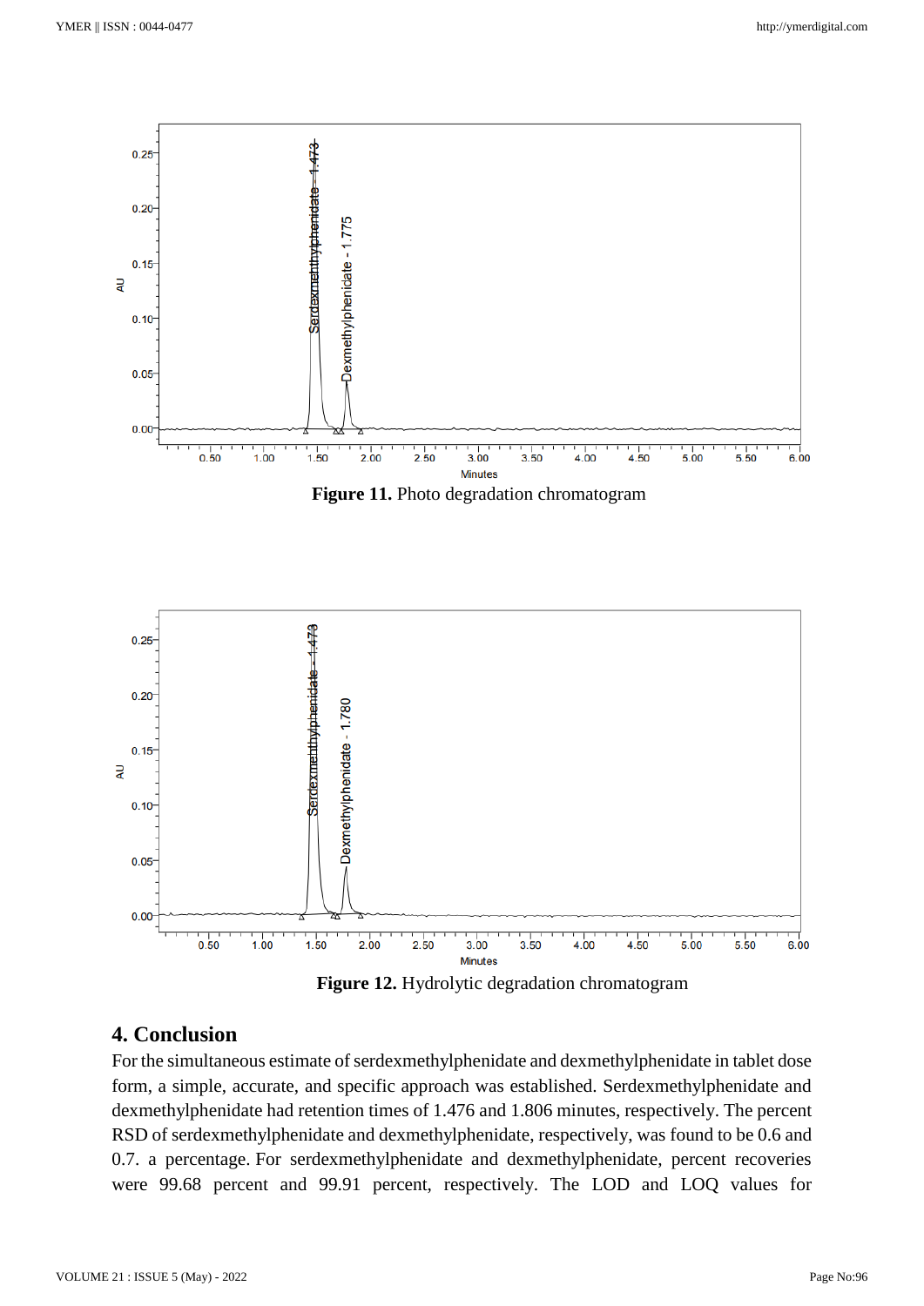**Figure 11.** Photo degradation chromatogram

**Figure 12.** Hydrolytic degradation chromatogram

## 4. Conclusion

For the simultaneous estimate of serdexmethylphenidate and dexmethylphenidate in tablet dose form, a simple, accurate, and specific approach was established. Serdexmethylphenidate and dexmethylphenidate had retention times of 1.476 and 1.806 minutes, respectively. The percent RSD of serdexmethylphenidate and dexmethylphenidate, respectively, was found to be 0.6 and 0.7. a percentage. For serdexmethylphenidate and dexmethylphenidate, percent recoveries were 99.68 percent and 99.91 percent, respectively. The LOD and LOQ values for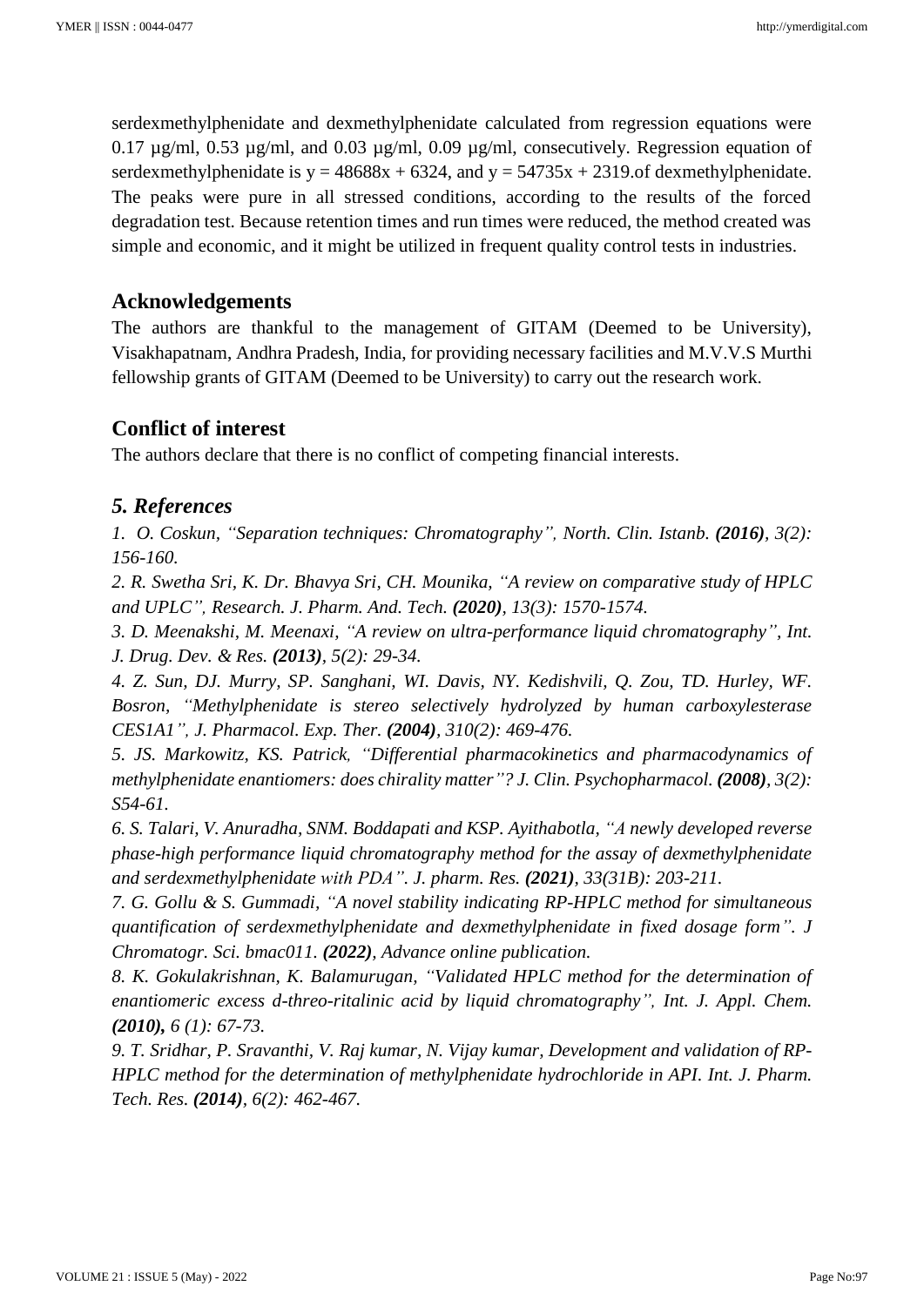serdexmethylphenidate and dexmethylphenidate calculated from regression equations were 0.17 µg/ml, 0.53 µg/ml, and 0.03 µg/ml, 0.09 µg/ml, consecutively. Regression equation of serdexmethylphenidate is $y = 48688x + 6324$, and $y = 54735x + 2319$.of dexmethylphenidate. The peaks were pure in all stressed conditions, according to the results of the forced degradation test. Because retention times and run times were reduced, the method created was simple and economic, and it might be utilized in frequent quality control tests in industries.

## Acknowledgements

The authors are thankful to the management of GITAM (Deemed to be University), Visakhapatnam, Andhra Pradesh, India, for providing necessary facilities and M.V.V.S Murthi fellowship grants of GITAM (Deemed to be University) to carry out the research work.

## Conflict of interest

The authors declare that there is no conflict of competing financial interests.

## *5. References*

*1. O. Coskun, "Separation techniques: Chromatography", North. Clin. Istanb.* ***(2016)****, 3(2): 156-160.*

*2. R. Swetha Sri, K. Dr. Bhavya Sri, CH. Mounika, "A review on comparative study of HPLC and UPLC", Research. J. Pharm. And. Tech.* ***(2020)****, 13(3): 1570-1574.*

*3. D. Meenakshi, M. Meenaxi, "A review on ultra-performance liquid chromatography", Int. J. Drug. Dev. & Res.* ***(2013)****, 5(2): 29-34.*

*4. Z. Sun, DJ. Murry, SP. Sanghani, WI. Davis, NY. Kedishvili, Q. Zou, TD. Hurley, WF. Bosron, "Methylphenidate is stereo selectively hydrolyzed by human carboxylesterase CES1A1", J. Pharmacol. Exp. Ther.* ***(2004)****, 310(2): 469-476.*

*5. JS. Markowitz, KS. Patrick, "Differential pharmacokinetics and pharmacodynamics of methylphenidate enantiomers: does chirality matter"? J. Clin. Psychopharmacol.* ***(2008)****, 3(2): S54-61.*

*6. S. Talari, V. Anuradha, SNM. Boddapati and KSP. Ayithabotla, "A newly developed reverse phase-high performance liquid chromatography method for the assay of dexmethylphenidate and serdexmethylphenidate with PDA". J. pharm. Res.* ***(2021)****, 33(31B): 203-211.*

*7. G. Gollu & S. Gummadi, "A novel stability indicating RP-HPLC method for simultaneous quantification of serdexmethylphenidate and dexmethylphenidate in fixed dosage form". J Chromatogr. Sci. bmac011.* ***(2022)****, Advance online publication.*

*8. K. Gokulakrishnan, K. Balamurugan, "Validated HPLC method for the determination of enantiomeric excess d-threo-ritalinic acid by liquid chromatography", Int. J. Appl. Chem.* ***(2010),*** *6 (1): 67-73.*

*9. T. Sridhar, P. Sravanthi, V. Raj kumar, N. Vijay kumar, Development and validation of RP-HPLC method for the determination of methylphenidate hydrochloride in API. Int. J. Pharm. Tech. Res.* ***(2014)****, 6(2): 462-467.*